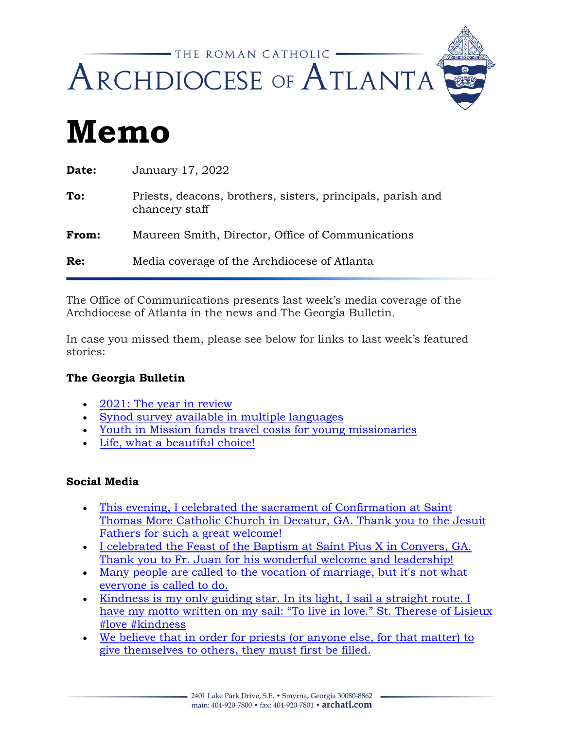THE ROMAN CATHOLIC

ARCHDIOCESE OF ATLANTA

# Memo

**Date:** January 17, 2022

**To:** Priests, deacons, brothers, sisters, principals, parish and chancery staff

**From:** Maureen Smith, Director, Office of Communications

**Re:** Media coverage of the Archdiocese of Atlanta

---

The Office of Communications presents last week's media coverage of the Archdiocese of Atlanta in the news and The Georgia Bulletin.

In case you missed them, please see below for links to last week's featured stories:

### The Georgia Bulletin

- 2021: The year in review
- Synod survey available in multiple languages
- Youth in Mission funds travel costs for young missionaries
- Life, what a beautiful choice!

### Social Media

- This evening, I celebrated the sacrament of Confirmation at Saint Thomas More Catholic Church in Decatur, GA. Thank you to the Jesuit Fathers for such a great welcome!
- I celebrated the Feast of the Baptism at Saint Pius X in Conyers, GA. Thank you to Fr. Juan for his wonderful welcome and leadership!
- Many people are called to the vocation of marriage, but it's not what everyone is called to do.
- Kindness is my only guiding star. In its light, I sail a straight route. I have my motto written on my sail: "To live in love." St. Therese of Lisieux #love #kindness
- We believe that in order for priests (or anyone else, for that matter) to give themselves to others, they must first be filled.

2401 Lake Park Drive, S.E. • Smyrna, Georgia 30080-8862
main: 404-920-7800 • fax: 404-920-7801 • archatl.com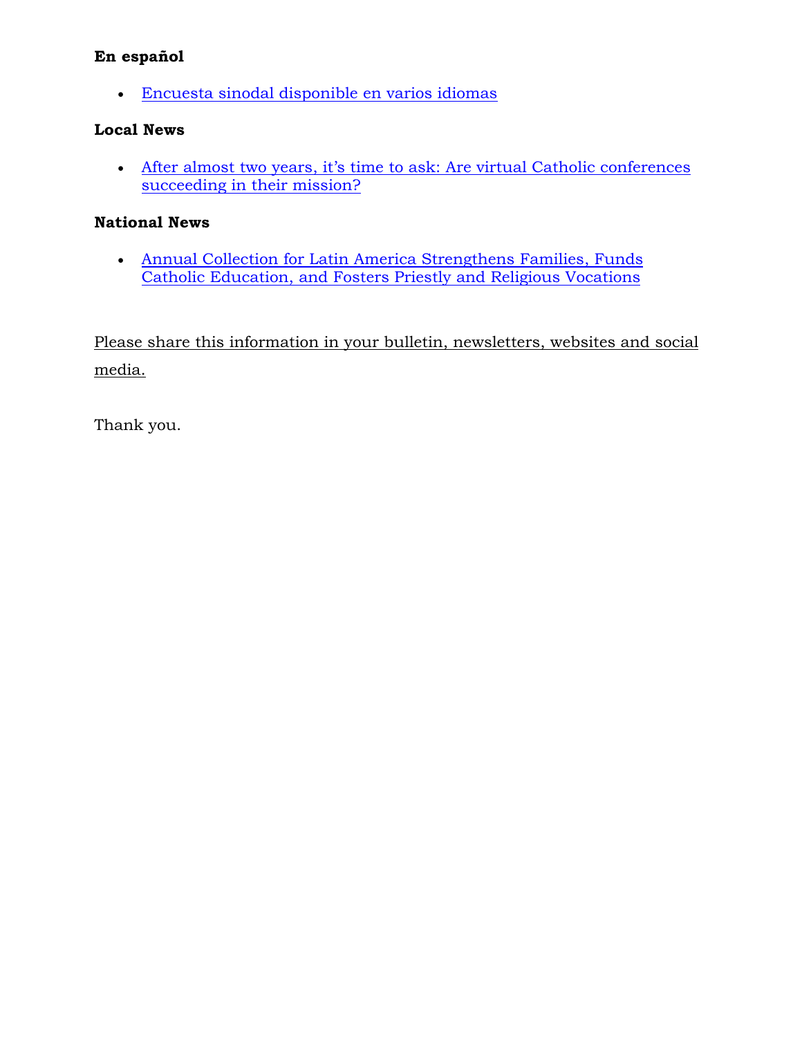**En español**

- Encuesta sinodal disponible en varios idiomas

**Local News**

- After almost two years, it's time to ask: Are virtual Catholic conferences succeeding in their mission?

**National News**

- Annual Collection for Latin America Strengthens Families, Funds Catholic Education, and Fosters Priestly and Religious Vocations

Please share this information in your bulletin, newsletters, websites and social media.

Thank you.